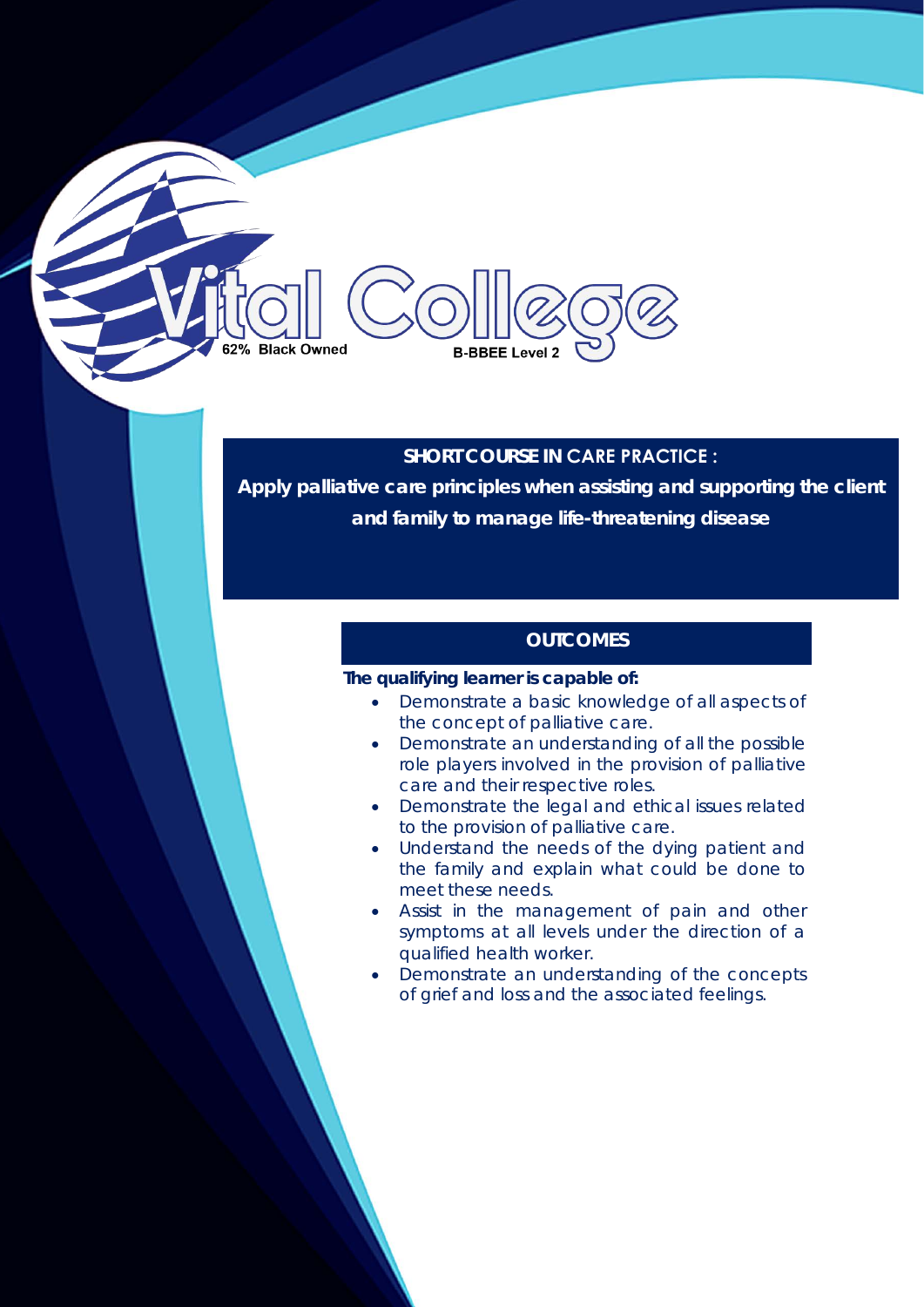Vital College

62% Black Owned

B-BBEE Level 2

## SHORT COURSE IN CARE PRACTICE :

## Apply palliative care principles when assisting and supporting the client and family to manage life-threatening disease

### OUTCOMES

**The qualifying learner is capable of:**

- Demonstrate a basic knowledge of all aspects of the concept of palliative care.
- Demonstrate an understanding of all the possible role players involved in the provision of palliative care and their respective roles.
- Demonstrate the legal and ethical issues related to the provision of palliative care.
- Understand the needs of the dying patient and the family and explain what could be done to meet these needs.
- Assist in the management of pain and other symptoms at all levels under the direction of a qualified health worker.
- Demonstrate an understanding of the concepts of grief and loss and the associated feelings.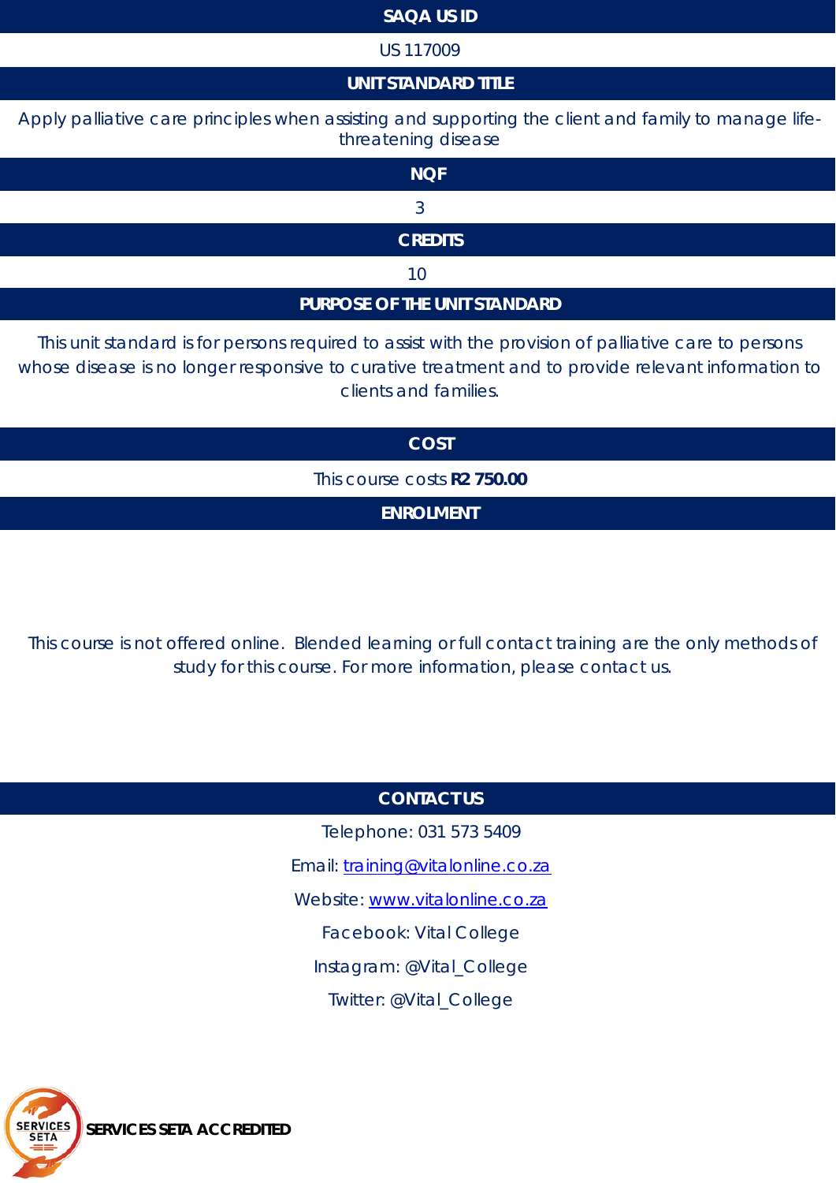## SAQA US ID

US 117009

## UNIT STANDARD TITLE

Apply palliative care principles when assisting and supporting the client and family to manage life-threatening disease

## NQF

3

## CREDITS

10

## PURPOSE OF THE UNIT STANDARD

This unit standard is for persons required to assist with the provision of palliative care to persons whose disease is no longer responsive to curative treatment and to provide relevant information to clients and families.

## COST

This course costs **R2 750.00**

## ENROLMENT

This course is not offered online. Blended learning or full contact training are the only methods of study for this course. For more information, please contact us.

## CONTACT US

Telephone: 031 573 5409

Email: training@vitalonline.co.za

Website: www.vitalonline.co.za

Facebook: Vital College

Instagram: @Vital_College

Twitter: @Vital_College

**SERVICES SETA ACCREDITED**